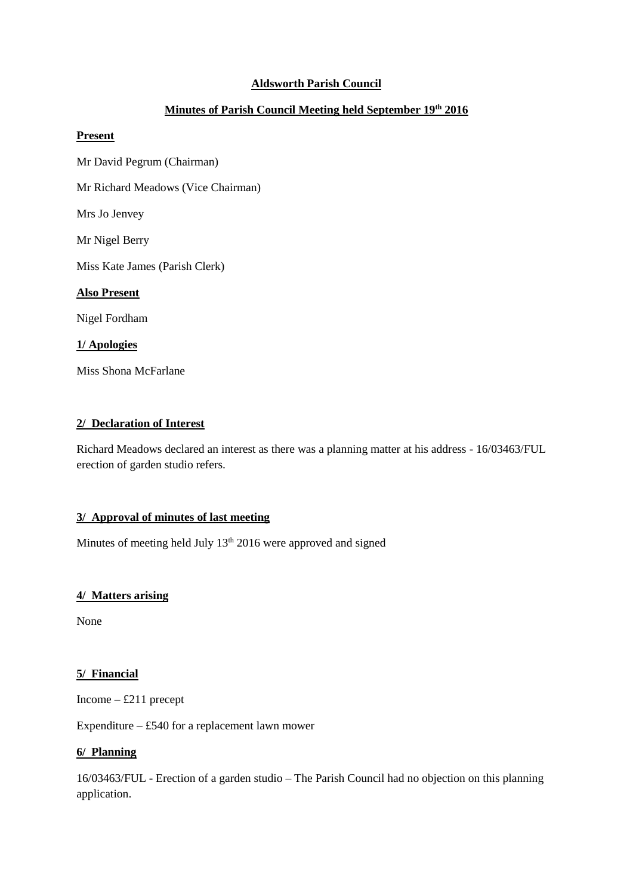**Aldsworth Parish Council**

**Minutes of Parish Council Meeting held September 19th 2016**

**Present**

Mr David Pegrum (Chairman)

Mr Richard Meadows (Vice Chairman)

Mrs Jo Jenvey

Mr Nigel Berry

Miss Kate James (Parish Clerk)

**Also Present**

Nigel Fordham

**1/ Apologies**

Miss Shona McFarlane

**2/ Declaration of Interest**

Richard Meadows declared an interest as there was a planning matter at his address - 16/03463/FUL erection of garden studio refers.

**3/ Approval of minutes of last meeting**

Minutes of meeting held July 13th 2016 were approved and signed

**4/ Matters arising**

None

**5/ Financial**

Income – £211 precept

Expenditure – £540 for a replacement lawn mower

**6/ Planning**

16/03463/FUL - Erection of a garden studio – The Parish Council had no objection on this planning application.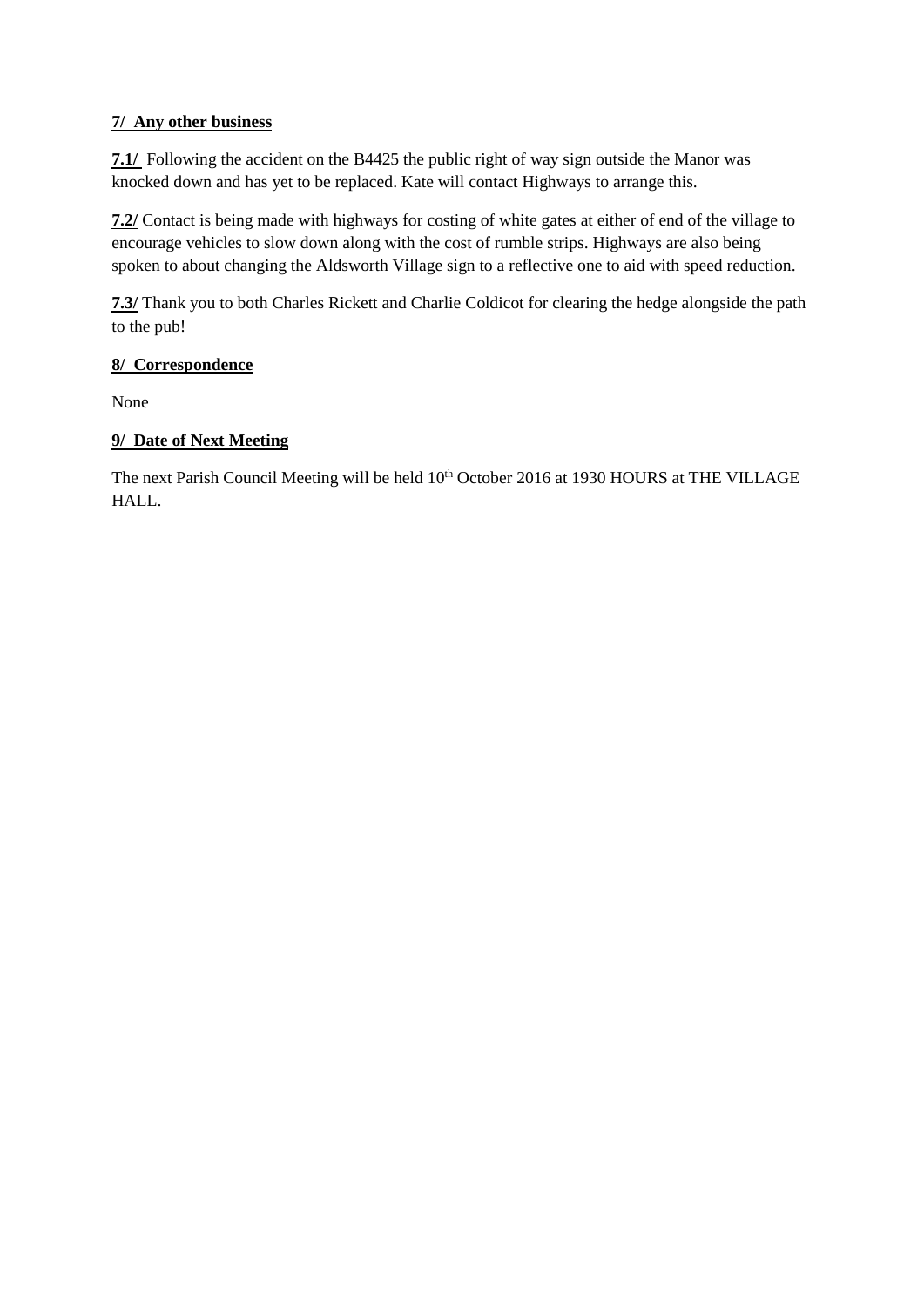**7/ Any other business**

**7.1/** Following the accident on the B4425 the public right of way sign outside the Manor was knocked down and has yet to be replaced. Kate will contact Highways to arrange this.

**7.2/** Contact is being made with highways for costing of white gates at either of end of the village to encourage vehicles to slow down along with the cost of rumble strips. Highways are also being spoken to about changing the Aldsworth Village sign to a reflective one to aid with speed reduction.

**7.3/** Thank you to both Charles Rickett and Charlie Coldicot for clearing the hedge alongside the path to the pub!

**8/ Correspondence**

None

**9/ Date of Next Meeting**

The next Parish Council Meeting will be held 10th October 2016 at 1930 HOURS at THE VILLAGE HALL.